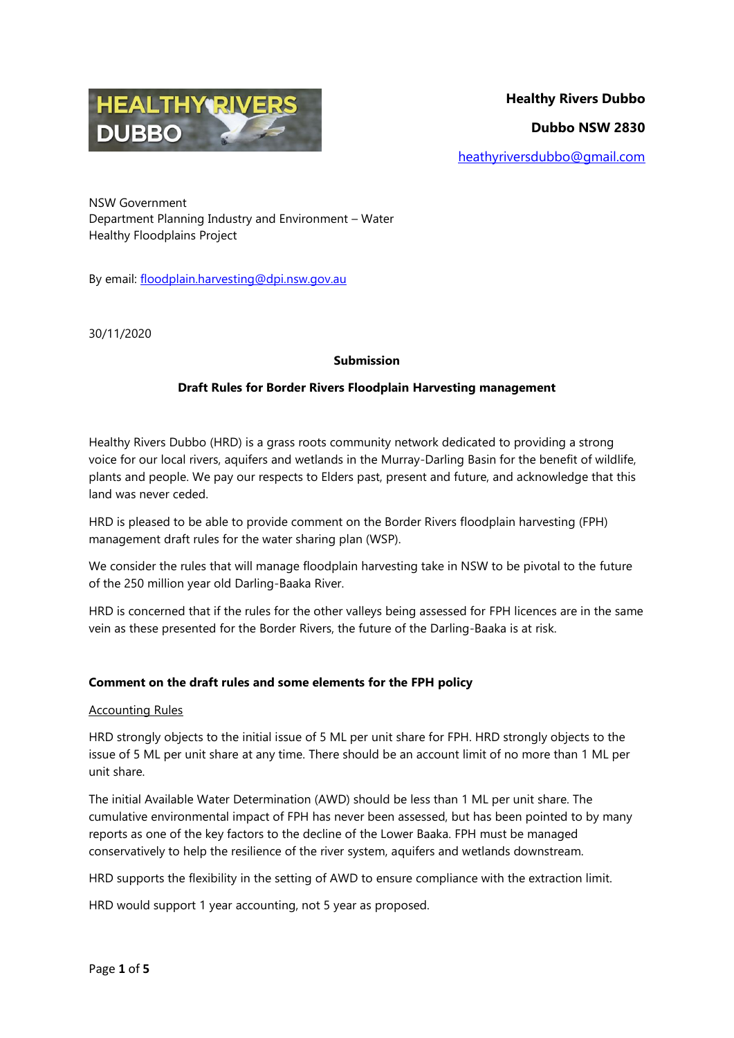**Healthy Rivers Dubbo**

**Dubbo NSW 2830**

heathyriversdubbo@gmail.com

NSW Government
Department Planning Industry and Environment – Water
Healthy Floodplains Project

By email: floodplain.harvesting@dpi.nsw.gov.au

30/11/2020

**Submission**

**Draft Rules for Border Rivers Floodplain Harvesting management**

Healthy Rivers Dubbo (HRD) is a grass roots community network dedicated to providing a strong voice for our local rivers, aquifers and wetlands in the Murray-Darling Basin for the benefit of wildlife, plants and people. We pay our respects to Elders past, present and future, and acknowledge that this land was never ceded.

HRD is pleased to be able to provide comment on the Border Rivers floodplain harvesting (FPH) management draft rules for the water sharing plan (WSP).

We consider the rules that will manage floodplain harvesting take in NSW to be pivotal to the future of the 250 million year old Darling-Baaka River.

HRD is concerned that if the rules for the other valleys being assessed for FPH licences are in the same vein as these presented for the Border Rivers, the future of the Darling-Baaka is at risk.

**Comment on the draft rules and some elements for the FPH policy**

Accounting Rules

HRD strongly objects to the initial issue of 5 ML per unit share for FPH. HRD strongly objects to the issue of 5 ML per unit share at any time. There should be an account limit of no more than 1 ML per unit share.

The initial Available Water Determination (AWD) should be less than 1 ML per unit share. The cumulative environmental impact of FPH has never been assessed, but has been pointed to by many reports as one of the key factors to the decline of the Lower Baaka. FPH must be managed conservatively to help the resilience of the river system, aquifers and wetlands downstream.

HRD supports the flexibility in the setting of AWD to ensure compliance with the extraction limit.

HRD would support 1 year accounting, not 5 year as proposed.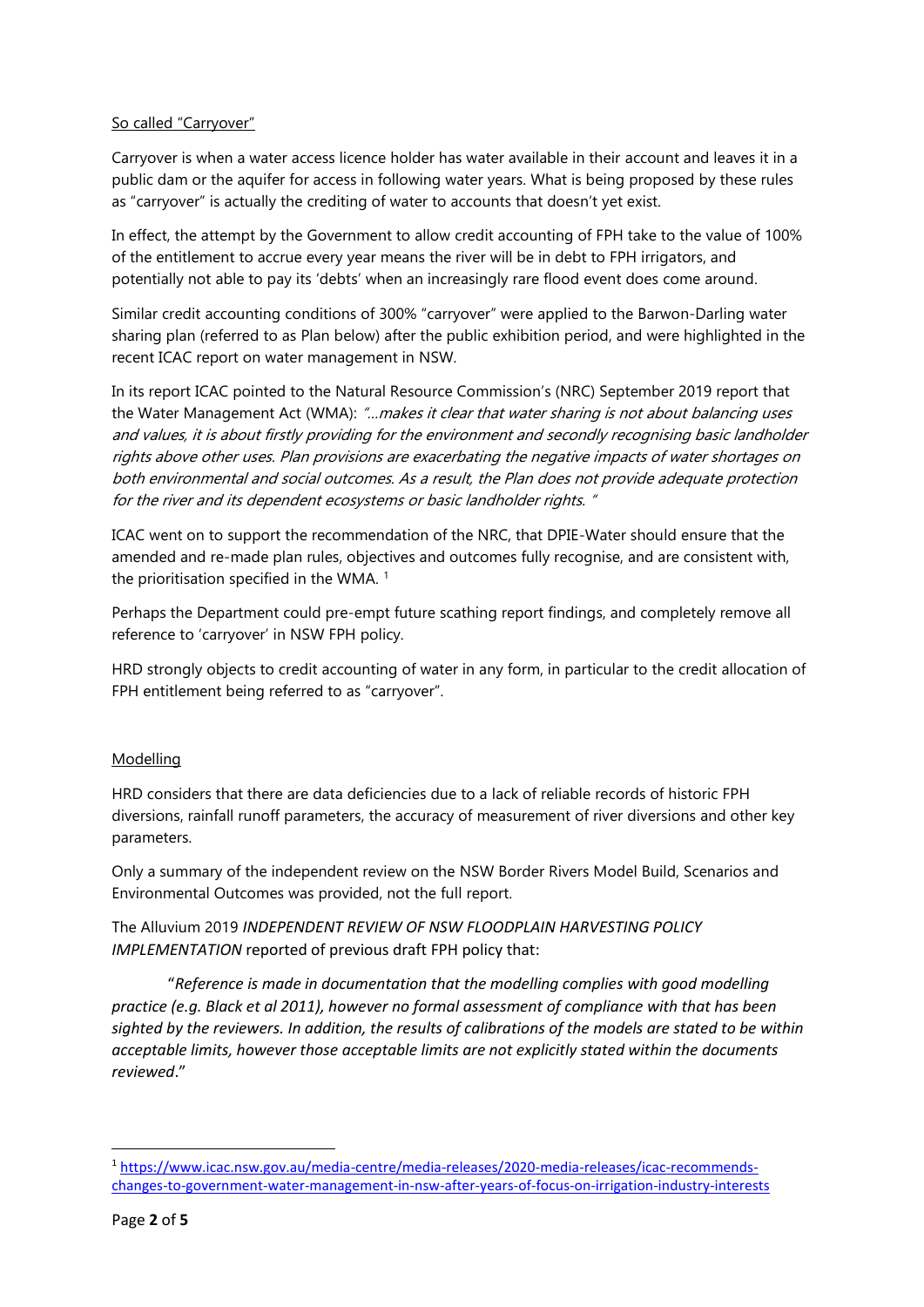<u>So called "Carryover"</u>

Carryover is when a water access licence holder has water available in their account and leaves it in a public dam or the aquifer for access in following water years. What is being proposed by these rules as "carryover" is actually the crediting of water to accounts that doesn't yet exist.

In effect, the attempt by the Government to allow credit accounting of FPH take to the value of 100% of the entitlement to accrue every year means the river will be in debt to FPH irrigators, and potentially not able to pay its 'debts' when an increasingly rare flood event does come around.

Similar credit accounting conditions of 300% "carryover" were applied to the Barwon-Darling water sharing plan (referred to as Plan below) after the public exhibition period, and were highlighted in the recent ICAC report on water management in NSW.

In its report ICAC pointed to the Natural Resource Commission's (NRC) September 2019 report that the Water Management Act (WMA): *"…makes it clear that water sharing is not about balancing uses and values, it is about firstly providing for the environment and secondly recognising basic landholder rights above other uses. Plan provisions are exacerbating the negative impacts of water shortages on both environmental and social outcomes. As a result, the Plan does not provide adequate protection for the river and its dependent ecosystems or basic landholder rights. "*

ICAC went on to support the recommendation of the NRC, that DPIE-Water should ensure that the amended and re-made plan rules, objectives and outcomes fully recognise, and are consistent with, the prioritisation specified in the WMA. [1]

Perhaps the Department could pre-empt future scathing report findings, and completely remove all reference to 'carryover' in NSW FPH policy.

HRD strongly objects to credit accounting of water in any form, in particular to the credit allocation of FPH entitlement being referred to as "carryover".

<u>Modelling</u>

HRD considers that there are data deficiencies due to a lack of reliable records of historic FPH diversions, rainfall runoff parameters, the accuracy of measurement of river diversions and other key parameters.

Only a summary of the independent review on the NSW Border Rivers Model Build, Scenarios and Environmental Outcomes was provided, not the full report.

The Alluvium 2019 *INDEPENDENT REVIEW OF NSW FLOODPLAIN HARVESTING POLICY IMPLEMENTATION* reported of previous draft FPH policy that:

> "*Reference is made in documentation that the modelling complies with good modelling practice (e.g. Black et al 2011), however no formal assessment of compliance with that has been sighted by the reviewers. In addition, the results of calibrations of the models are stated to be within acceptable limits, however those acceptable limits are not explicitly stated within the documents reviewed*."

---

[1] https://www.icac.nsw.gov.au/media-centre/media-releases/2020-media-releases/icac-recommends-changes-to-government-water-management-in-nsw-after-years-of-focus-on-irrigation-industry-interests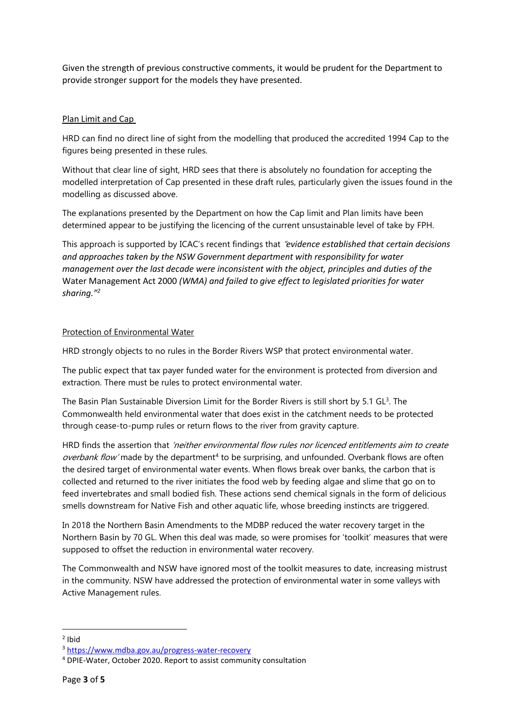Given the strength of previous constructive comments, it would be prudent for the Department to provide stronger support for the models they have presented.

## Plan Limit and Cap

HRD can find no direct line of sight from the modelling that produced the accredited 1994 Cap to the figures being presented in these rules.

Without that clear line of sight, HRD sees that there is absolutely no foundation for accepting the modelled interpretation of Cap presented in these draft rules, particularly given the issues found in the modelling as discussed above.

The explanations presented by the Department on how the Cap limit and Plan limits have been determined appear to be justifying the licencing of the current unsustainable level of take by FPH.

This approach is supported by ICAC's recent findings that *"evidence established that certain decisions and approaches taken by the NSW Government department with responsibility for water management over the last decade were inconsistent with the object, principles and duties of the* Water Management Act 2000 *(WMA) and failed to give effect to legislated priorities for water sharing."*[2]

## Protection of Environmental Water

HRD strongly objects to no rules in the Border Rivers WSP that protect environmental water.

The public expect that tax payer funded water for the environment is protected from diversion and extraction. There must be rules to protect environmental water.

The Basin Plan Sustainable Diversion Limit for the Border Rivers is still short by 5.1 GL[3]. The Commonwealth held environmental water that does exist in the catchment needs to be protected through cease-to-pump rules or return flows to the river from gravity capture.

HRD finds the assertion that *'neither environmental flow rules nor licenced entitlements aim to create overbank flow'* made by the department[4] to be surprising, and unfounded. Overbank flows are often the desired target of environmental water events. When flows break over banks, the carbon that is collected and returned to the river initiates the food web by feeding algae and slime that go on to feed invertebrates and small bodied fish. These actions send chemical signals in the form of delicious smells downstream for Native Fish and other aquatic life, whose breeding instincts are triggered.

In 2018 the Northern Basin Amendments to the MDBP reduced the water recovery target in the Northern Basin by 70 GL. When this deal was made, so were promises for 'toolkit' measures that were supposed to offset the reduction in environmental water recovery.

The Commonwealth and NSW have ignored most of the toolkit measures to date, increasing mistrust in the community. NSW have addressed the protection of environmental water in some valleys with Active Management rules.

---

[2] Ibid

[3] https://www.mdba.gov.au/progress-water-recovery

[4] DPIE-Water, October 2020. Report to assist community consultation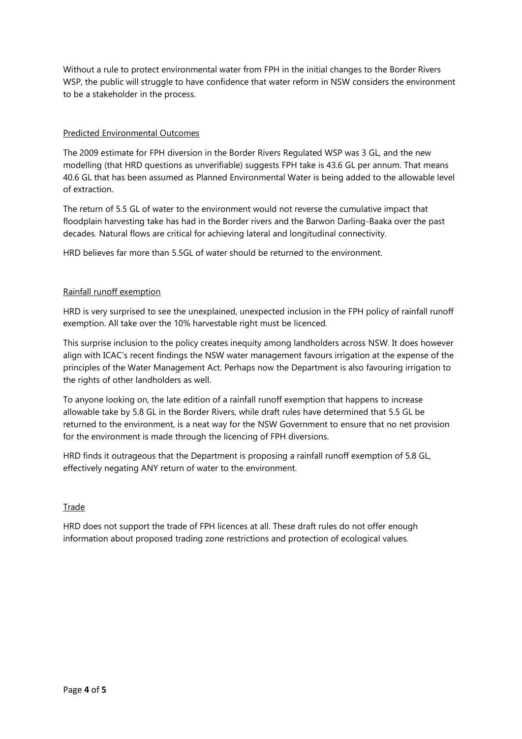Without a rule to protect environmental water from FPH in the initial changes to the Border Rivers WSP, the public will struggle to have confidence that water reform in NSW considers the environment to be a stakeholder in the process.

## Predicted Environmental Outcomes

The 2009 estimate for FPH diversion in the Border Rivers Regulated WSP was 3 GL, and the new modelling (that HRD questions as unverifiable) suggests FPH take is 43.6 GL per annum. That means 40.6 GL that has been assumed as Planned Environmental Water is being added to the allowable level of extraction.

The return of 5.5 GL of water to the environment would not reverse the cumulative impact that floodplain harvesting take has had in the Border rivers and the Barwon Darling-Baaka over the past decades. Natural flows are critical for achieving lateral and longitudinal connectivity.

HRD believes far more than 5.5GL of water should be returned to the environment.

## Rainfall runoff exemption

HRD is very surprised to see the unexplained, unexpected inclusion in the FPH policy of rainfall runoff exemption. All take over the 10% harvestable right must be licenced.

This surprise inclusion to the policy creates inequity among landholders across NSW. It does however align with ICAC's recent findings the NSW water management favours irrigation at the expense of the principles of the Water Management Act. Perhaps now the Department is also favouring irrigation to the rights of other landholders as well.

To anyone looking on, the late edition of a rainfall runoff exemption that happens to increase allowable take by 5.8 GL in the Border Rivers, while draft rules have determined that 5.5 GL be returned to the environment, is a neat way for the NSW Government to ensure that no net provision for the environment is made through the licencing of FPH diversions.

HRD finds it outrageous that the Department is proposing a rainfall runoff exemption of 5.8 GL, effectively negating ANY return of water to the environment.

## Trade

HRD does not support the trade of FPH licences at all. These draft rules do not offer enough information about proposed trading zone restrictions and protection of ecological values.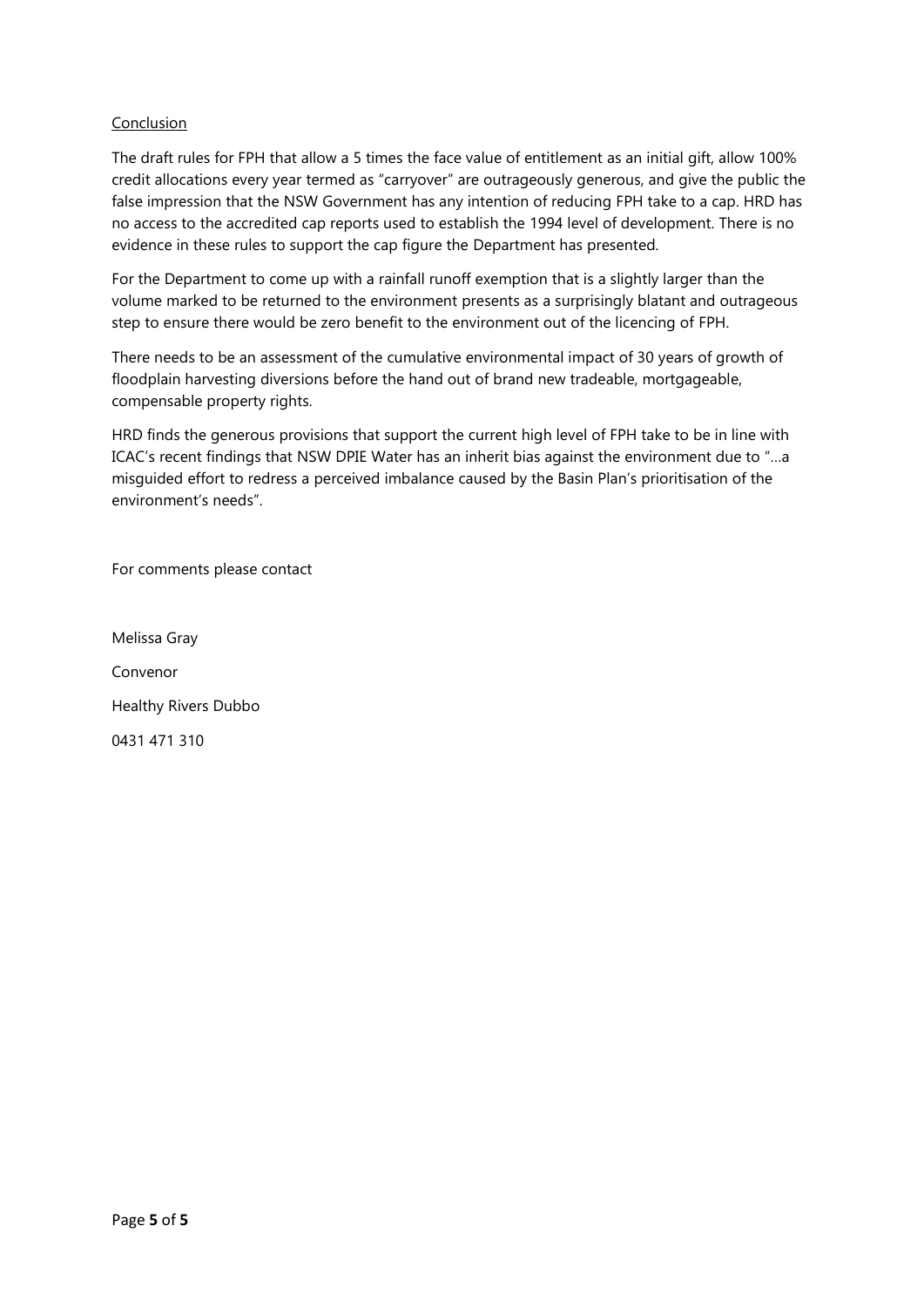Conclusion

The draft rules for FPH that allow a 5 times the face value of entitlement as an initial gift, allow 100% credit allocations every year termed as "carryover" are outrageously generous, and give the public the false impression that the NSW Government has any intention of reducing FPH take to a cap. HRD has no access to the accredited cap reports used to establish the 1994 level of development. There is no evidence in these rules to support the cap figure the Department has presented.

For the Department to come up with a rainfall runoff exemption that is a slightly larger than the volume marked to be returned to the environment presents as a surprisingly blatant and outrageous step to ensure there would be zero benefit to the environment out of the licencing of FPH.

There needs to be an assessment of the cumulative environmental impact of 30 years of growth of floodplain harvesting diversions before the hand out of brand new tradeable, mortgageable, compensable property rights.

HRD finds the generous provisions that support the current high level of FPH take to be in line with ICAC's recent findings that NSW DPIE Water has an inherit bias against the environment due to "…a misguided effort to redress a perceived imbalance caused by the Basin Plan's prioritisation of the environment's needs".

For comments please contact

Melissa Gray

Convenor

Healthy Rivers Dubbo

0431 471 310